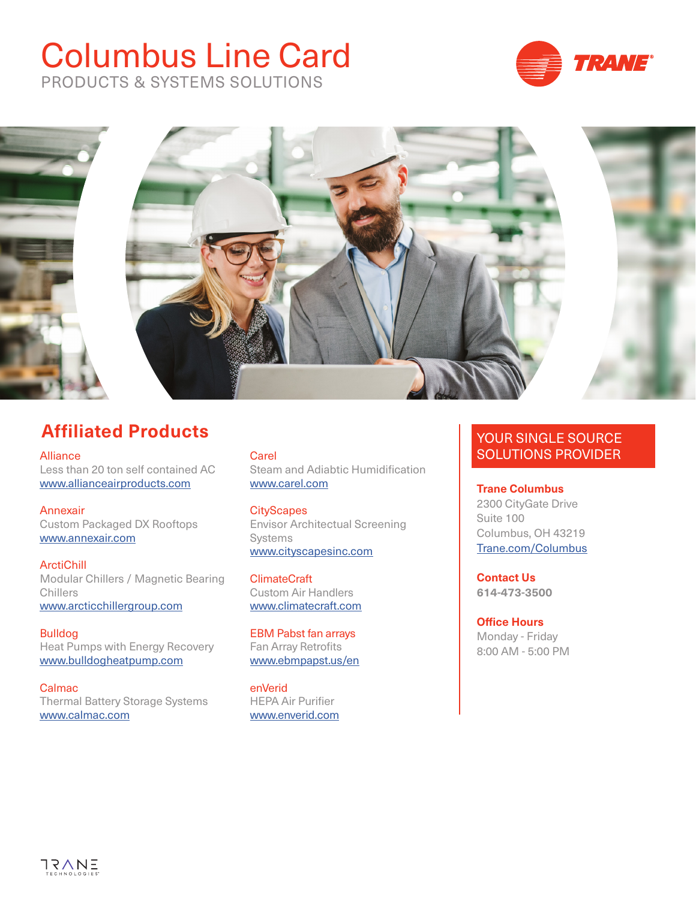# Columbus Line Card

PRODUCTS & SYSTEMS SOLUTIONS

## Affiliated Products

Alliance
Less than 20 ton self contained AC
www.allianceairproducts.com

Annexair
Custom Packaged DX Rooftops
www.annexair.com

ArctiChill
Modular Chillers / Magnetic Bearing Chillers
www.arcticchillergroup.com

Bulldog
Heat Pumps with Energy Recovery
www.bulldogheatpump.com

Calmac
Thermal Battery Storage Systems
www.calmac.com

Carel
Steam and Adiabtic Humidification
www.carel.com

CityScapes
Envisor Architectural Screening Systems
www.cityscapesinc.com

ClimateCraft
Custom Air Handlers
www.climatecraft.com

EBM Pabst fan arrays
Fan Array Retrofits
www.ebmpapst.us/en

enVerid
HEPA Air Purifier
www.enverid.com

## YOUR SINGLE SOURCE SOLUTIONS PROVIDER

**Trane Columbus**
2300 CityGate Drive
Suite 100
Columbus, OH 43219
Trane.com/Columbus

**Contact Us**
**614-473-3500**

**Office Hours**
Monday - Friday
8:00 AM - 5:00 PM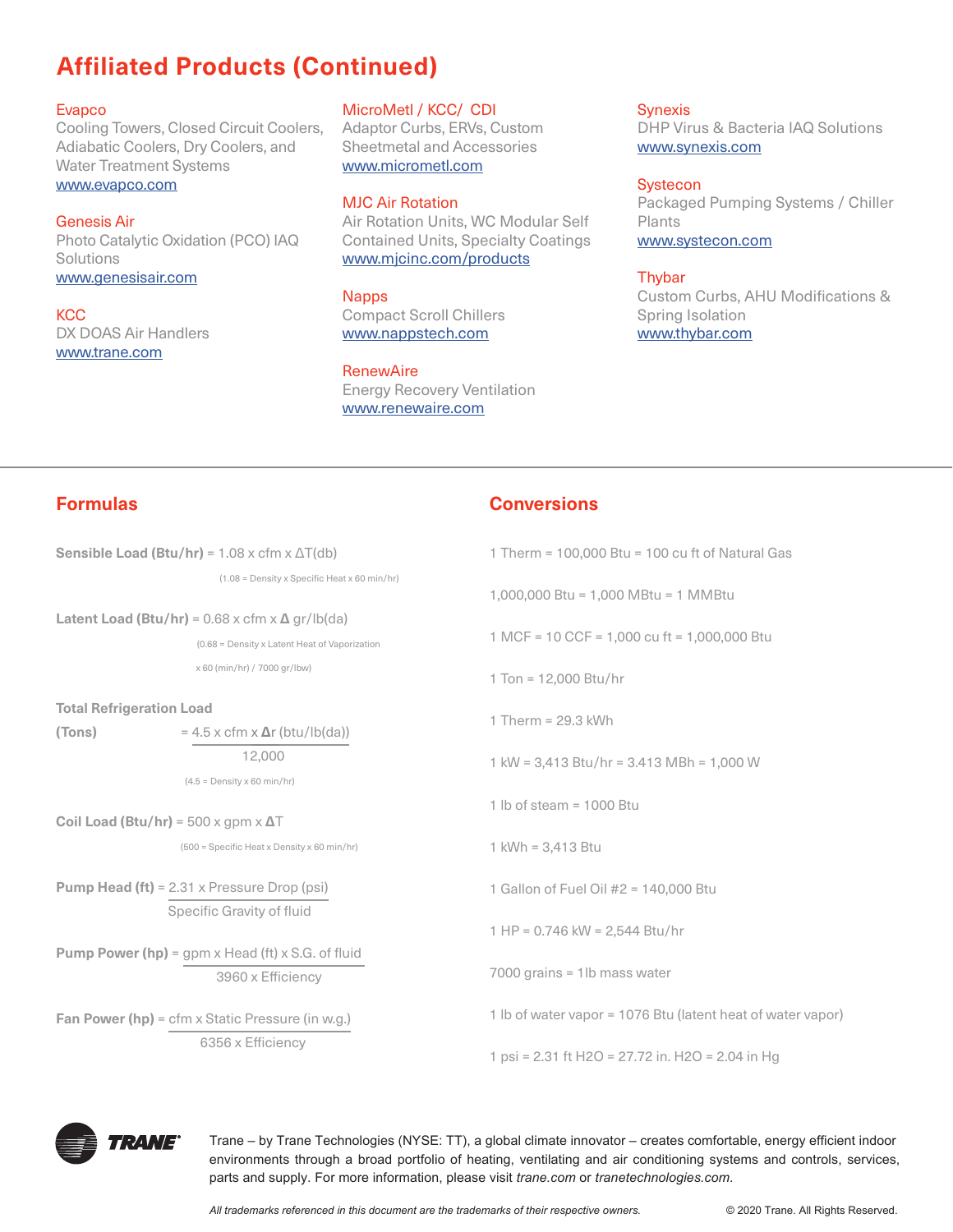## Affiliated Products (Continued)

**Evapco**
Cooling Towers, Closed Circuit Coolers, Adiabatic Coolers, Dry Coolers, and Water Treatment Systems
www.evapco.com

**Genesis Air**
Photo Catalytic Oxidation (PCO) IAQ Solutions
www.genesisair.com

**KCC**
DX DOAS Air Handlers
www.trane.com

**MicroMetl / KCC/ CDI**
Adaptor Curbs, ERVs, Custom Sheetmetal and Accessories
www.micrometl.com

**MJC Air Rotation**
Air Rotation Units, WC Modular Self Contained Units, Specialty Coatings
www.mjcinc.com/products

**Napps**
Compact Scroll Chillers
www.nappstech.com

**RenewAire**
Energy Recovery Ventilation
www.renewaire.com

**Synexis**
DHP Virus & Bacteria IAQ Solutions
www.synexis.com

**Systecon**
Packaged Pumping Systems / Chiller Plants
www.systecon.com

**Thybar**
Custom Curbs, AHU Modifications & Spring Isolation
www.thybar.com

## Formulas

**Sensible Load (Btu/hr)** = 1.08 x cfm x $\Delta$T(db)

(1.08 = Density x Specific Heat x 60 min/hr)

**Latent Load (Btu/hr)** = 0.68 x cfm x $\Delta$ gr/lb(da)

(0.68 = Density x Latent Heat of Vaporization x 60 (min/hr) / 7000 gr/lbw)

**Total Refrigeration Load (Tons)**

$$= \frac{4.5 \times \text{cfm} \times \Delta r \ (\text{btu/lb(da)})}{12{,}000}$$

(4.5 = Density x 60 min/hr)

**Coil Load (Btu/hr)** = 500 x gpm x $\Delta$T

(500 = Specific Heat x Density x 60 min/hr)

**Pump Head (ft)**

$$= \frac{2.31 \times \text{Pressure Drop (psi)}}{\text{Specific Gravity of fluid}}$$

**Pump Power (hp)**

$$= \frac{\text{gpm} \times \text{Head (ft)} \times \text{S.G. of fluid}}{3960 \times \text{Efficiency}}$$

**Fan Power (hp)**

$$= \frac{\text{cfm} \times \text{Static Pressure (in w.g.)}}{6356 \times \text{Efficiency}}$$

## Conversions

1 Therm = 100,000 Btu = 100 cu ft of Natural Gas

1,000,000 Btu = 1,000 MBtu = 1 MMBtu

1 MCF = 10 CCF = 1,000 cu ft = 1,000,000 Btu

1 Ton = 12,000 Btu/hr

1 Therm = 29.3 kWh

1 kW = 3,413 Btu/hr = 3.413 MBh = 1,000 W

1 lb of steam = 1000 Btu

1 kWh = 3,413 Btu

1 Gallon of Fuel Oil #2 = 140,000 Btu

1 HP = 0.746 kW = 2,544 Btu/hr

7000 grains = 1lb mass water

1 lb of water vapor = 1076 Btu (latent heat of water vapor)

1 psi = 2.31 ft $H_2O$ = 27.72 in. $H_2O$ = 2.04 in Hg

Trane – by Trane Technologies (NYSE: TT), a global climate innovator – creates comfortable, energy efficient indoor environments through a broad portfolio of heating, ventilating and air conditioning systems and controls, services, parts and supply. For more information, please visit *trane.com* or *tranetechnologies.com*.

*All trademarks referenced in this document are the trademarks of their respective owners.*

© 2020 Trane. All Rights Reserved.